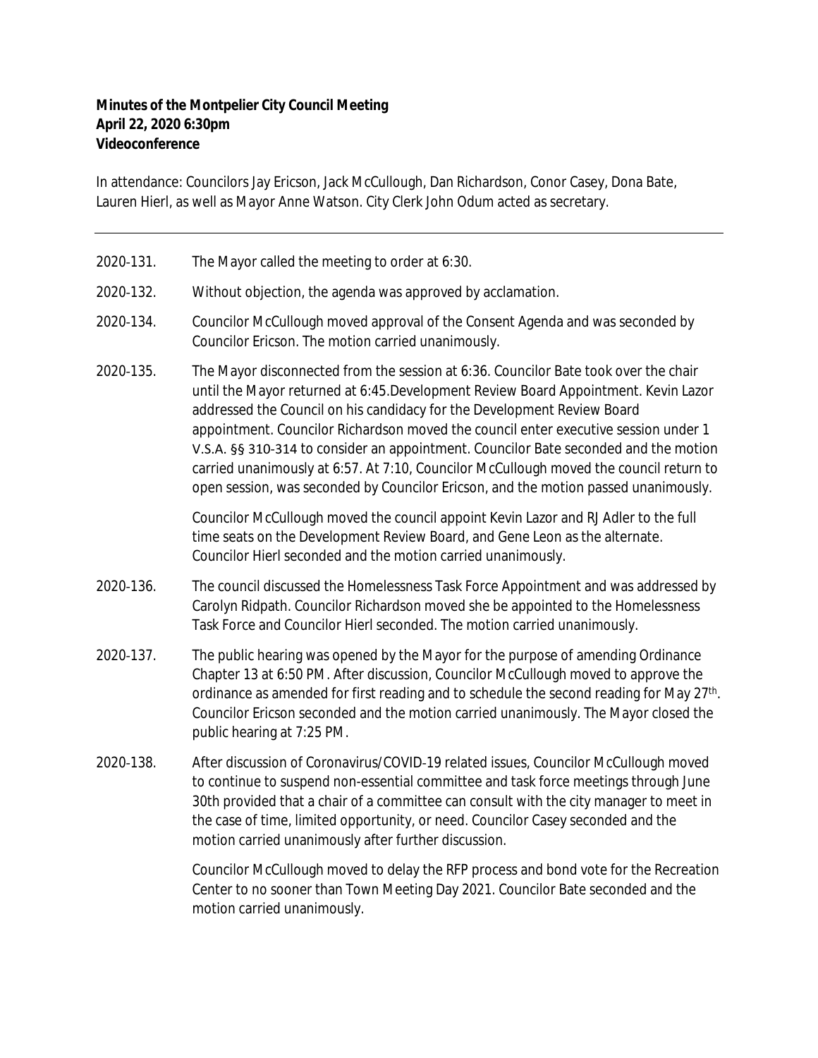**Minutes of the Montpelier City Council Meeting**
**April 22, 2020 6:30pm**
**Videoconference**

In attendance: Councilors Jay Ericson, Jack McCullough, Dan Richardson, Conor Casey, Dona Bate, Lauren Hierl, as well as Mayor Anne Watson. City Clerk John Odum acted as secretary.

---

2020-131. The Mayor called the meeting to order at 6:30.

2020-132. Without objection, the agenda was approved by acclamation.

2020-134. Councilor McCullough moved approval of the Consent Agenda and was seconded by Councilor Ericson. The motion carried unanimously.

2020-135. The Mayor disconnected from the session at 6:36. Councilor Bate took over the chair until the Mayor returned at 6:45.Development Review Board Appointment. Kevin Lazor addressed the Council on his candidacy for the Development Review Board appointment. Councilor Richardson moved the council enter executive session under 1 V.S.A. §§ 310-314 to consider an appointment. Councilor Bate seconded and the motion carried unanimously at 6:57. At 7:10, Councilor McCullough moved the council return to open session, was seconded by Councilor Ericson, and the motion passed unanimously.

Councilor McCullough moved the council appoint Kevin Lazor and RJ Adler to the full time seats on the Development Review Board, and Gene Leon as the alternate. Councilor Hierl seconded and the motion carried unanimously.

2020-136. The council discussed the Homelessness Task Force Appointment and was addressed by Carolyn Ridpath. Councilor Richardson moved she be appointed to the Homelessness Task Force and Councilor Hierl seconded. The motion carried unanimously.

2020-137. The public hearing was opened by the Mayor for the purpose of amending Ordinance Chapter 13 at 6:50 PM. After discussion, Councilor McCullough moved to approve the ordinance as amended for first reading and to schedule the second reading for May 27th. Councilor Ericson seconded and the motion carried unanimously. The Mayor closed the public hearing at 7:25 PM.

2020-138. After discussion of Coronavirus/COVID-19 related issues, Councilor McCullough moved to continue to suspend non-essential committee and task force meetings through June 30th provided that a chair of a committee can consult with the city manager to meet in the case of time, limited opportunity, or need. Councilor Casey seconded and the motion carried unanimously after further discussion.

Councilor McCullough moved to delay the RFP process and bond vote for the Recreation Center to no sooner than Town Meeting Day 2021. Councilor Bate seconded and the motion carried unanimously.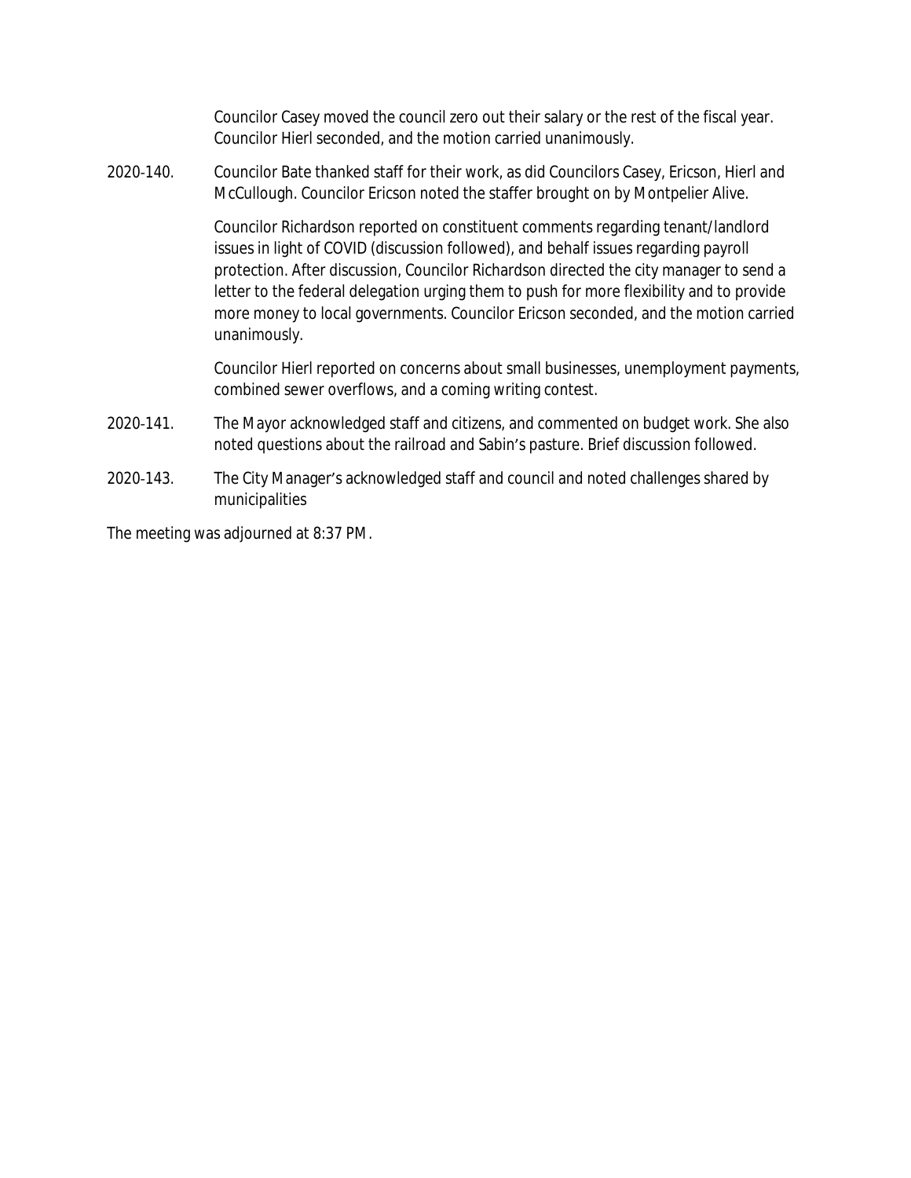Councilor Casey moved the council zero out their salary or the rest of the fiscal year. Councilor Hierl seconded, and the motion carried unanimously.

2020-140. Councilor Bate thanked staff for their work, as did Councilors Casey, Ericson, Hierl and McCullough. Councilor Ericson noted the staffer brought on by Montpelier Alive.

Councilor Richardson reported on constituent comments regarding tenant/landlord issues in light of COVID (discussion followed), and behalf issues regarding payroll protection. After discussion, Councilor Richardson directed the city manager to send a letter to the federal delegation urging them to push for more flexibility and to provide more money to local governments. Councilor Ericson seconded, and the motion carried unanimously.

Councilor Hierl reported on concerns about small businesses, unemployment payments, combined sewer overflows, and a coming writing contest.

2020-141. The Mayor acknowledged staff and citizens, and commented on budget work. She also noted questions about the railroad and Sabin's pasture. Brief discussion followed.

2020-143. The City Manager's acknowledged staff and council and noted challenges shared by municipalities

The meeting was adjourned at 8:37 PM.